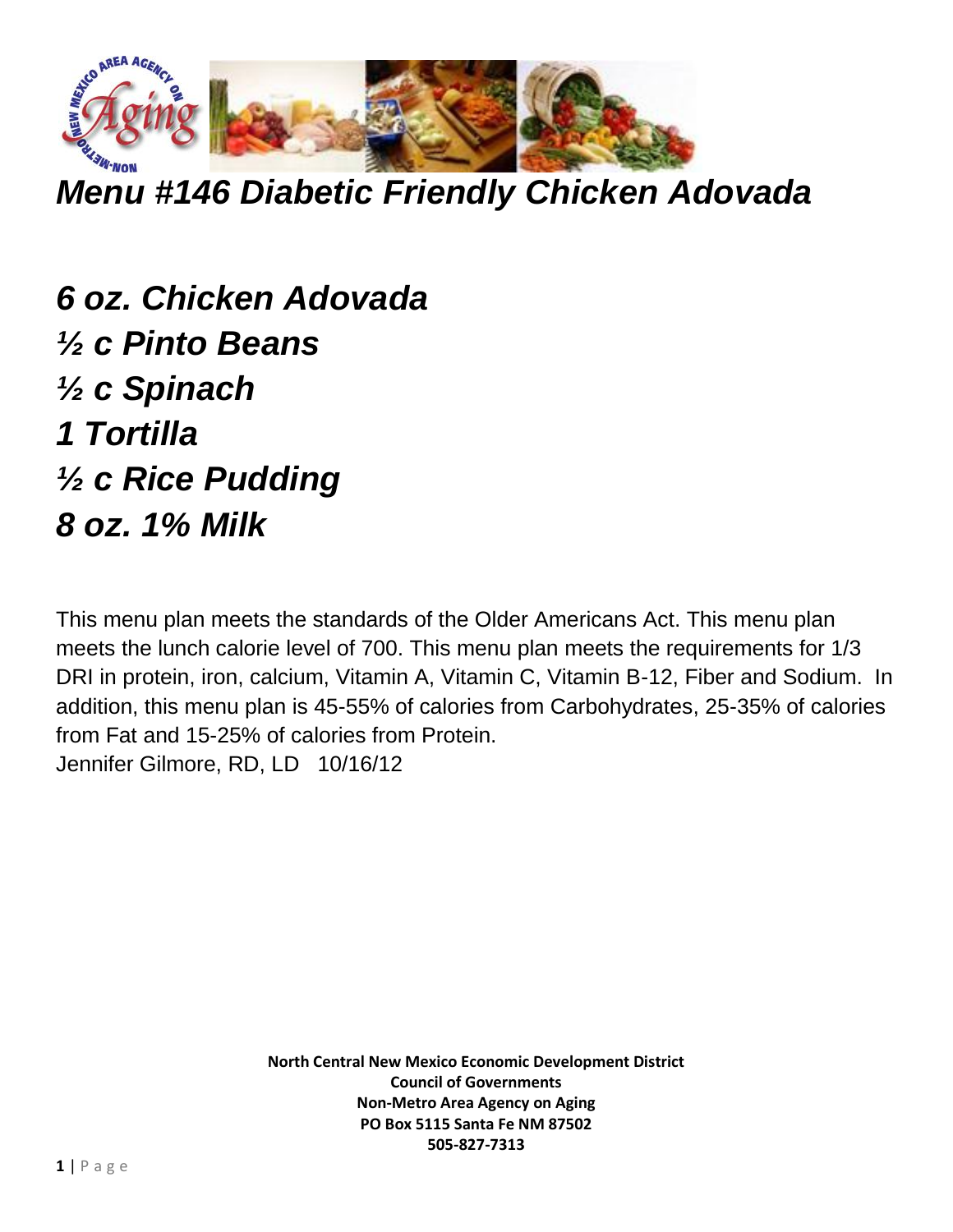# *Menu #146 Diabetic Friendly Chicken Adovada*

***6 oz. Chicken Adovada***
***½ c Pinto Beans***
***½ c Spinach***
***1 Tortilla***
***½ c Rice Pudding***
***8 oz. 1% Milk***

This menu plan meets the standards of the Older Americans Act. This menu plan meets the lunch calorie level of 700. This menu plan meets the requirements for 1/3 DRI in protein, iron, calcium, Vitamin A, Vitamin C, Vitamin B-12, Fiber and Sodium. In addition, this menu plan is 45-55% of calories from Carbohydrates, 25-35% of calories from Fat and 15-25% of calories from Protein.
Jennifer Gilmore, RD, LD 10/16/12

**North Central New Mexico Economic Development District**
**Council of Governments**
**Non-Metro Area Agency on Aging**
**PO Box 5115 Santa Fe NM 87502**
**505-827-7313**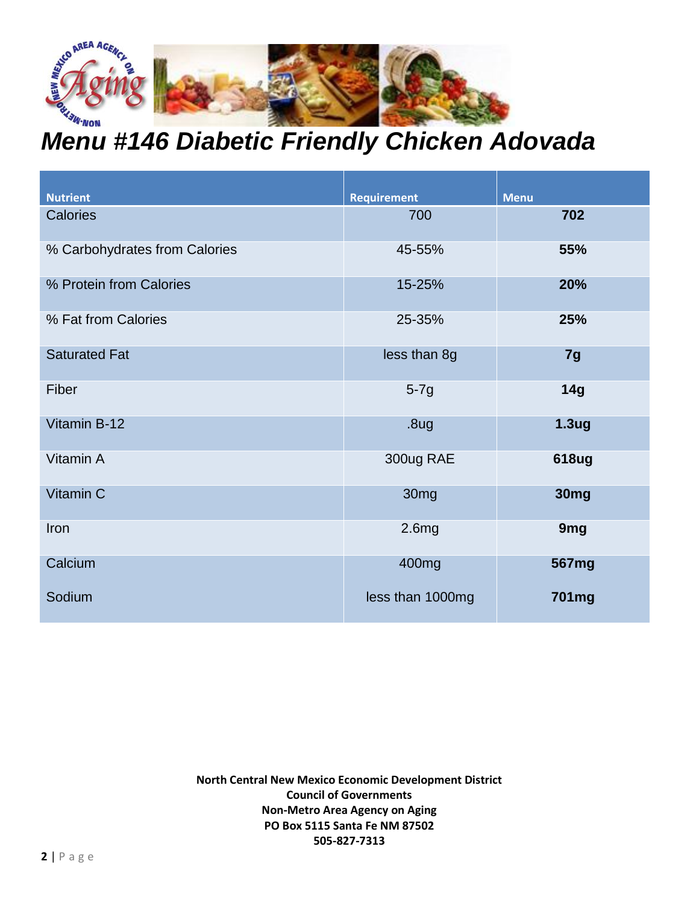# Menu #146 Diabetic Friendly Chicken Adovada

| Nutrient | Requirement | Menu |
|---|---|---|
| Calories | 700 | **702** |
| % Carbohydrates from Calories | 45-55% | **55%** |
| % Protein from Calories | 15-25% | **20%** |
| % Fat from Calories | 25-35% | **25%** |
| Saturated Fat | less than 8g | **7g** |
| Fiber | 5-7g | **14g** |
| Vitamin B-12 | .8ug | **1.3ug** |
| Vitamin A | 300ug RAE | **618ug** |
| Vitamin C | 30mg | **30mg** |
| Iron | 2.6mg | **9mg** |
| Calcium | 400mg | **567mg** |
| Sodium | less than 1000mg | **701mg** |

**North Central New Mexico Economic Development District**
**Council of Governments**
**Non-Metro Area Agency on Aging**
**PO Box 5115 Santa Fe NM 87502**
**505-827-7313**